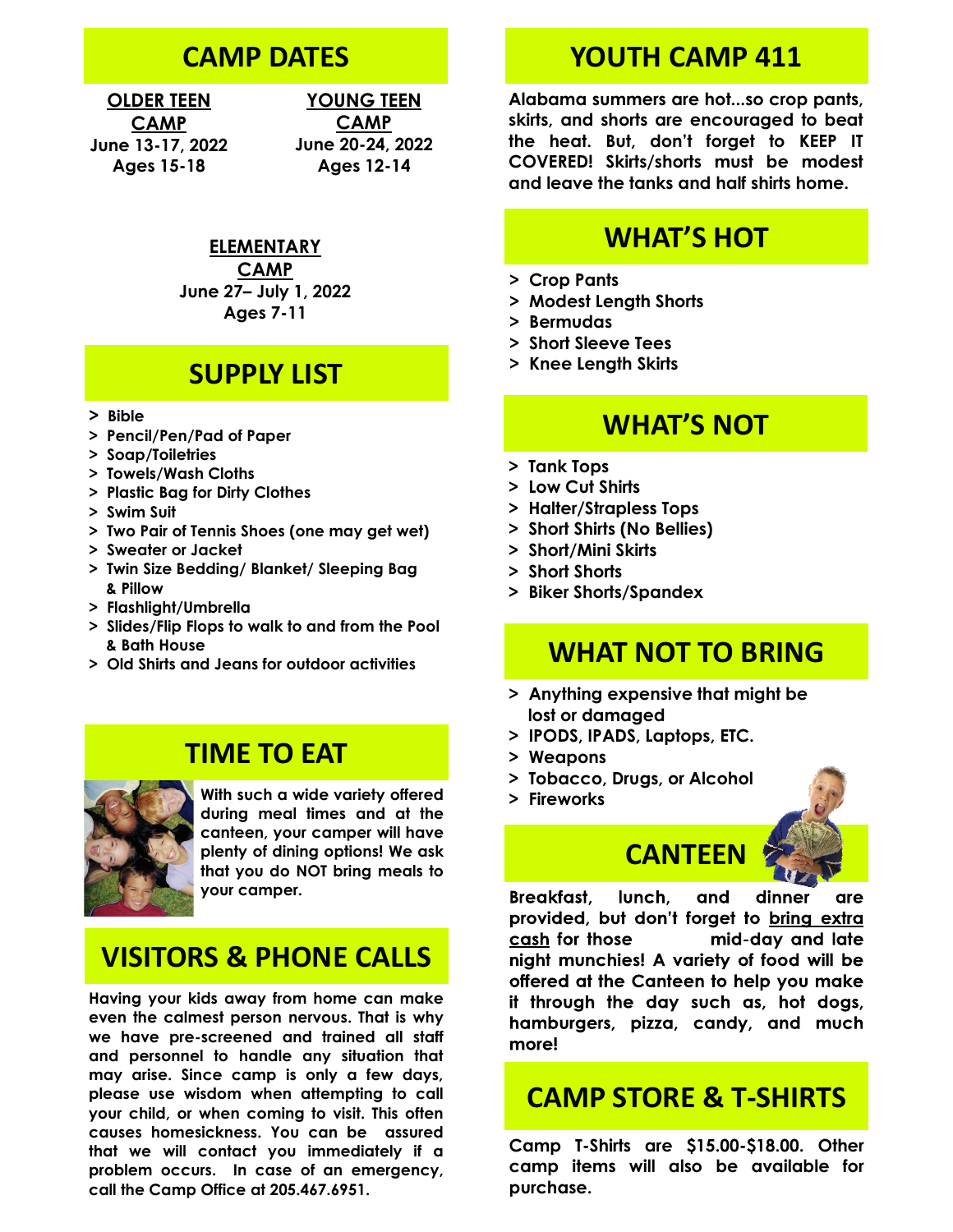## CAMP DATES

**OLDER TEEN CAMP**
June 13-17, 2022
Ages 15-18

**YOUNG TEEN CAMP**
June 20-24, 2022
Ages 12-14

**ELEMENTARY CAMP**
June 27– July 1, 2022
Ages 7-11

## SUPPLY LIST

- Bible
- Pencil/Pen/Pad of Paper
- Soap/Toiletries
- Towels/Wash Cloths
- Plastic Bag for Dirty Clothes
- Swim Suit
- Two Pair of Tennis Shoes (one may get wet)
- Sweater or Jacket
- Twin Size Bedding/ Blanket/ Sleeping Bag & Pillow
- Flashlight/Umbrella
- Slides/Flip Flops to walk to and from the Pool & Bath House
- Old Shirts and Jeans for outdoor activities

## TIME TO EAT

With such a wide variety offered during meal times and at the canteen, your camper will have plenty of dining options! We ask that you do NOT bring meals to your camper.

## VISITORS & PHONE CALLS

Having your kids away from home can make even the calmest person nervous. That is why we have pre-screened and trained all staff and personnel to handle any situation that may arise. Since camp is only a few days, please use wisdom when attempting to call your child, or when coming to visit. This often causes homesickness. You can be assured that we will contact you immediately if a problem occurs. In case of an emergency, call the Camp Office at 205.467.6951.

## YOUTH CAMP 411

Alabama summers are hot...so crop pants, skirts, and shorts are encouraged to beat the heat. But, don't forget to KEEP IT COVERED! Skirts/shorts must be modest and leave the tanks and half shirts home.

## WHAT'S HOT

- Crop Pants
- Modest Length Shorts
- Bermudas
- Short Sleeve Tees
- Knee Length Skirts

## WHAT'S NOT

- Tank Tops
- Low Cut Shirts
- Halter/Strapless Tops
- Short Shirts (No Bellies)
- Short/Mini Skirts
- Short Shorts
- Biker Shorts/Spandex

## WHAT NOT TO BRING

- Anything expensive that might be lost or damaged
- IPODS, IPADS, Laptops, ETC.
- Weapons
- Tobacco, Drugs, or Alcohol
- Fireworks

## CANTEEN

Breakfast, lunch, and dinner are provided, but don't forget to bring extra cash for those mid-day and late night munchies! A variety of food will be offered at the Canteen to help you make it through the day such as, hot dogs, hamburgers, pizza, candy, and much more!

## CAMP STORE & T-SHIRTS

Camp T-Shirts are $15.00-$18.00. Other camp items will also be available for purchase.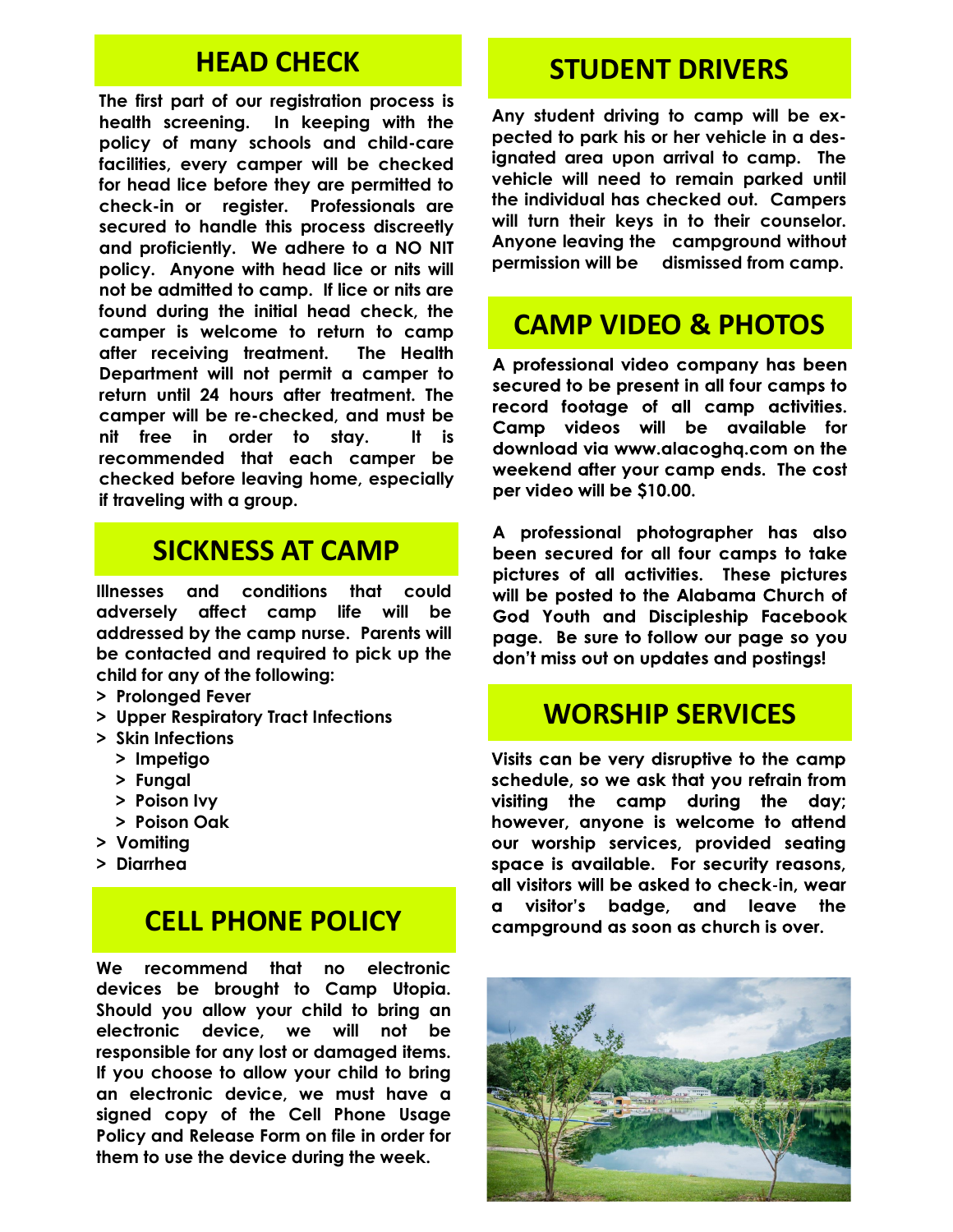## HEAD CHECK

The first part of our registration process is health screening. In keeping with the policy of many schools and child-care facilities, every camper will be checked for head lice before they are permitted to check-in or register. Professionals are secured to handle this process discreetly and proficiently. We adhere to a NO NIT policy. Anyone with head lice or nits will not be admitted to camp. If lice or nits are found during the initial head check, the camper is welcome to return to camp after receiving treatment. The Health Department will not permit a camper to return until 24 hours after treatment. The camper will be re-checked, and must be nit free in order to stay. It is recommended that each camper be checked before leaving home, especially if traveling with a group.

## SICKNESS AT CAMP

Illnesses and conditions that could adversely affect camp life will be addressed by the camp nurse. Parents will be contacted and required to pick up the child for any of the following:

- Prolonged Fever
- Upper Respiratory Tract Infections
- Skin Infections
  - Impetigo
  - Fungal
  - Poison Ivy
  - Poison Oak
- Vomiting
- Diarrhea

## CELL PHONE POLICY

We recommend that no electronic devices be brought to Camp Utopia. Should you allow your child to bring an electronic device, we will not be responsible for any lost or damaged items. If you choose to allow your child to bring an electronic device, we must have a signed copy of the Cell Phone Usage Policy and Release Form on file in order for them to use the device during the week.

## STUDENT DRIVERS

Any student driving to camp will be expected to park his or her vehicle in a designated area upon arrival to camp. The vehicle will need to remain parked until the individual has checked out. Campers will turn their keys in to their counselor. Anyone leaving the campground without permission will be dismissed from camp.

## CAMP VIDEO & PHOTOS

A professional video company has been secured to be present in all four camps to record footage of all camp activities. Camp videos will be available for download via www.alacoghq.com on the weekend after your camp ends. The cost per video will be $10.00.

A professional photographer has also been secured for all four camps to take pictures of all activities. These pictures will be posted to the Alabama Church of God Youth and Discipleship Facebook page. Be sure to follow our page so you don't miss out on updates and postings!

## WORSHIP SERVICES

Visits can be very disruptive to the camp schedule, so we ask that you refrain from visiting the camp during the day; however, anyone is welcome to attend our worship services, provided seating space is available. For security reasons, all visitors will be asked to check-in, wear a visitor's badge, and leave the campground as soon as church is over.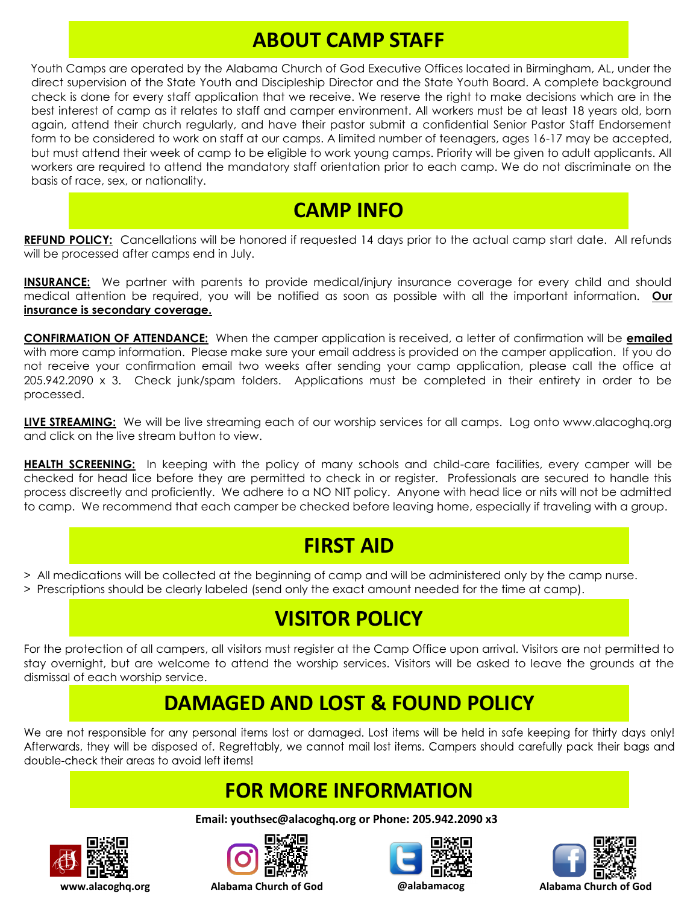# ABOUT CAMP STAFF

Youth Camps are operated by the Alabama Church of God Executive Offices located in Birmingham, AL, under the direct supervision of the State Youth and Discipleship Director and the State Youth Board. A complete background check is done for every staff application that we receive. We reserve the right to make decisions which are in the best interest of camp as it relates to staff and camper environment. All workers must be at least 18 years old, born again, attend their church regularly, and have their pastor submit a confidential Senior Pastor Staff Endorsement form to be considered to work on staff at our camps. A limited number of teenagers, ages 16-17 may be accepted, but must attend their week of camp to be eligible to work young camps. Priority will be given to adult applicants. All workers are required to attend the mandatory staff orientation prior to each camp. We do not discriminate on the basis of race, sex, or nationality.

# CAMP INFO

**REFUND POLICY:** Cancellations will be honored if requested 14 days prior to the actual camp start date. All refunds will be processed after camps end in July.

**INSURANCE:** We partner with parents to provide medical/injury insurance coverage for every child and should medical attention be required, you will be notified as soon as possible with all the important information. **Our insurance is secondary coverage.**

**CONFIRMATION OF ATTENDANCE:** When the camper application is received, a letter of confirmation will be **emailed** with more camp information. Please make sure your email address is provided on the camper application. If you do not receive your confirmation email two weeks after sending your camp application, please call the office at 205.942.2090 x 3. Check junk/spam folders. Applications must be completed in their entirety in order to be processed.

**LIVE STREAMING:** We will be live streaming each of our worship services for all camps. Log onto www.alacoghq.org and click on the live stream button to view.

**HEALTH SCREENING:** In keeping with the policy of many schools and child-care facilities, every camper will be checked for head lice before they are permitted to check in or register. Professionals are secured to handle this process discreetly and proficiently. We adhere to a NO NIT policy. Anyone with head lice or nits will not be admitted to camp. We recommend that each camper be checked before leaving home, especially if traveling with a group.

# FIRST AID

> All medications will be collected at the beginning of camp and will be administered only by the camp nurse.
> Prescriptions should be clearly labeled (send only the exact amount needed for the time at camp).

# VISITOR POLICY

For the protection of all campers, all visitors must register at the Camp Office upon arrival. Visitors are not permitted to stay overnight, but are welcome to attend the worship services. Visitors will be asked to leave the grounds at the dismissal of each worship service.

# DAMAGED AND LOST & FOUND POLICY

We are not responsible for any personal items lost or damaged. Lost items will be held in safe keeping for thirty days only! Afterwards, they will be disposed of. Regrettably, we cannot mail lost items. Campers should carefully pack their bags and double-check their areas to avoid left items!

# FOR MORE INFORMATION

**Email: youthsec@alacoghq.org or Phone: 205.942.2090 x3**

**www.alacoghq.org** **Alabama Church of God** **@alabamacog** **Alabama Church of God**